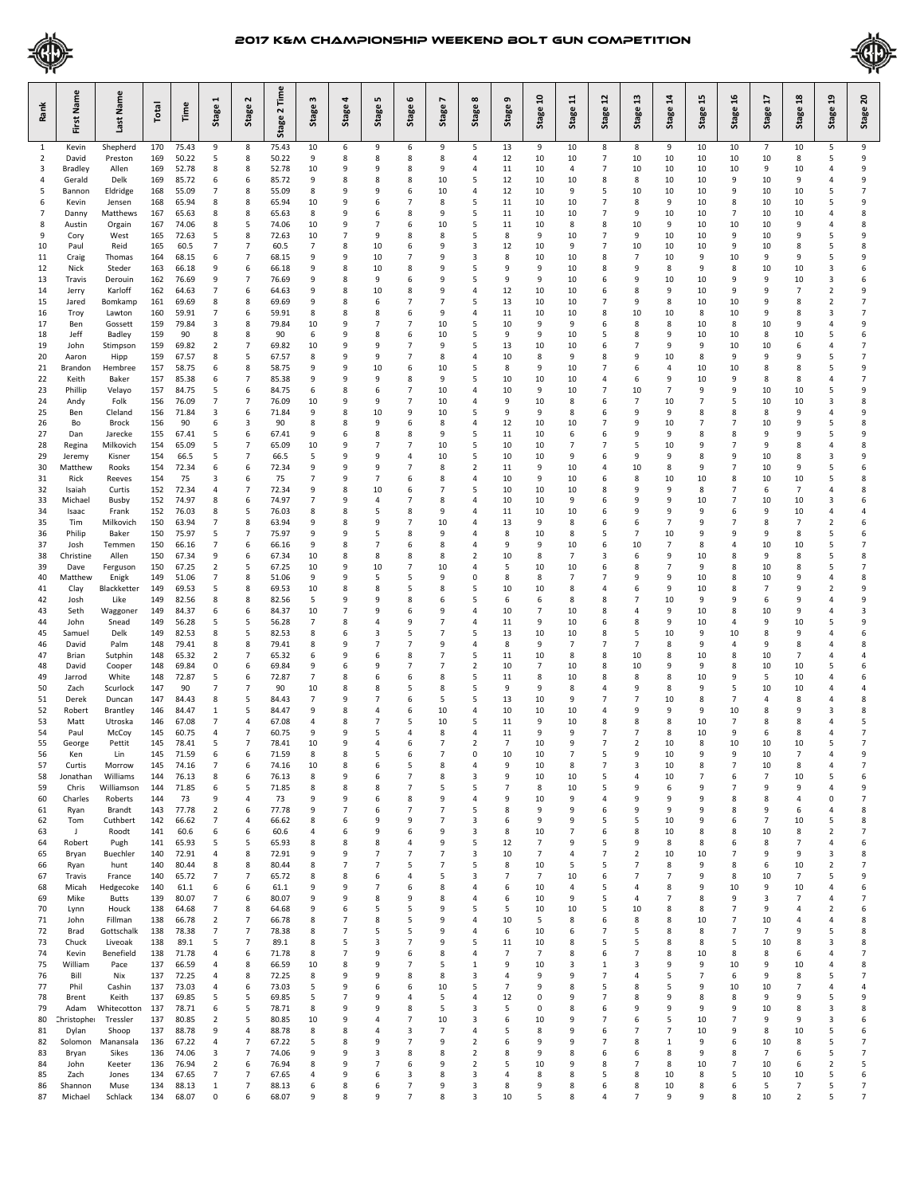# 2017 K&M Championship Weekend Bolt Gun Competition

| Rank | First Name | Last Name | Total | Time | Stage 1 | Stage 2 | Stage 2 Time | Stage 3 | Stage 4 | Stage 5 | Stage 6 | Stage 7 | Stage 8 | Stage 9 | Stage 10 | Stage 11 | Stage 12 | Stage 13 | Stage 14 | Stage 15 | Stage 16 | Stage 17 | Stage 18 | Stage 19 | Stage 20 |
|---|---|---|---|---|---|---|---|---|---|---|---|---|---|---|---|---|---|---|---|---|---|---|---|---|---|
| 1 | Kevin | Shepherd | 170 | 75.43 | 9 | 8 | 75.43 | 10 | 6 | 9 | 6 | 9 | 5 | 13 | 9 | 10 | 8 | 8 | 9 | 10 | 10 | 7 | 10 | 5 | 9 |
| 2 | David | Preston | 169 | 50.22 | 5 | 8 | 50.22 | 9 | 8 | 8 | 8 | 8 | 4 | 12 | 10 | 10 | 7 | 10 | 10 | 10 | 10 | 10 | 8 | 5 | 9 |
| 3 | Bradley | Allen | 169 | 52.78 | 8 | 8 | 52.78 | 10 | 9 | 9 | 8 | 9 | 4 | 11 | 10 | 4 | 7 | 10 | 10 | 10 | 10 | 9 | 10 | 4 | 9 |
| 4 | Gerald | Delk | 169 | 85.72 | 6 | 6 | 85.72 | 9 | 8 | 8 | 8 | 10 | 5 | 12 | 10 | 10 | 8 | 8 | 10 | 10 | 9 | 10 | 9 | 4 | 9 |
| 5 | Bannon | Eldridge | 168 | 55.09 | 7 | 8 | 55.09 | 8 | 9 | 9 | 6 | 10 | 4 | 12 | 10 | 9 | 5 | 10 | 10 | 10 | 9 | 10 | 10 | 5 | 7 |
| 6 | Kevin | Jensen | 168 | 65.94 | 8 | 8 | 65.94 | 10 | 9 | 6 | 7 | 8 | 5 | 11 | 10 | 10 | 7 | 8 | 9 | 10 | 8 | 10 | 10 | 5 | 9 |
| 7 | Danny | Matthews | 167 | 65.63 | 8 | 8 | 65.63 | 8 | 9 | 6 | 8 | 9 | 5 | 11 | 10 | 10 | 7 | 9 | 10 | 10 | 7 | 10 | 10 | 4 | 8 |
| 8 | Austin | Orgain | 167 | 74.06 | 8 | 5 | 74.06 | 10 | 9 | 7 | 6 | 10 | 5 | 11 | 10 | 8 | 8 | 10 | 9 | 10 | 10 | 10 | 9 | 4 | 8 |
| 9 | Cory | West | 165 | 72.63 | 5 | 8 | 72.63 | 10 | 7 | 9 | 8 | 8 | 5 | 8 | 9 | 10 | 7 | 9 | 10 | 10 | 9 | 10 | 9 | 5 | 9 |
| 10 | Paul | Reid | 165 | 60.5 | 7 | 7 | 60.5 | 7 | 8 | 10 | 6 | 9 | 3 | 12 | 10 | 9 | 7 | 10 | 10 | 10 | 9 | 10 | 8 | 5 | 8 |
| 11 | Craig | Thomas | 164 | 68.15 | 6 | 7 | 68.15 | 9 | 9 | 10 | 7 | 9 | 3 | 8 | 10 | 10 | 8 | 7 | 10 | 9 | 10 | 9 | 9 | 5 | 9 |
| 12 | Nick | Steder | 163 | 66.18 | 9 | 6 | 66.18 | 9 | 8 | 10 | 8 | 9 | 5 | 9 | 9 | 10 | 8 | 9 | 8 | 9 | 8 | 10 | 10 | 3 | 6 |
| 13 | Travis | Derouin | 162 | 76.69 | 9 | 7 | 76.69 | 9 | 8 | 9 | 6 | 9 | 5 | 9 | 9 | 10 | 6 | 9 | 10 | 10 | 9 | 9 | 10 | 3 | 6 |
| 14 | Jerry | Karloff | 162 | 64.63 | 7 | 6 | 64.63 | 9 | 8 | 10 | 8 | 9 | 4 | 12 | 10 | 10 | 6 | 8 | 9 | 10 | 9 | 9 | 7 | 2 | 9 |
| 15 | Jared | Bomkamp | 161 | 69.69 | 8 | 8 | 69.69 | 9 | 8 | 6 | 7 | 7 | 5 | 13 | 10 | 10 | 7 | 9 | 8 | 10 | 10 | 9 | 8 | 2 | 7 |
| 16 | Troy | Lawton | 160 | 59.91 | 7 | 6 | 59.91 | 8 | 8 | 8 | 6 | 9 | 4 | 11 | 10 | 10 | 8 | 10 | 10 | 8 | 10 | 9 | 8 | 3 | 7 |
| 17 | Ben | Gossett | 159 | 79.84 | 3 | 8 | 79.84 | 10 | 9 | 7 | 7 | 10 | 5 | 10 | 9 | 9 | 6 | 8 | 8 | 10 | 8 | 10 | 9 | 4 | 9 |
| 18 | Jeff | Badley | 159 | 90 | 8 | 8 | 90 | 6 | 9 | 8 | 6 | 10 | 5 | 9 | 9 | 10 | 5 | 8 | 9 | 10 | 10 | 8 | 10 | 5 | 6 |
| 19 | John | Stimpson | 159 | 69.82 | 2 | 7 | 69.82 | 10 | 9 | 9 | 7 | 9 | 5 | 13 | 10 | 10 | 6 | 7 | 9 | 9 | 10 | 10 | 6 | 4 | 7 |
| 20 | Aaron | Hipp | 159 | 67.57 | 8 | 5 | 67.57 | 8 | 9 | 9 | 7 | 8 | 4 | 10 | 8 | 9 | 8 | 9 | 10 | 8 | 9 | 9 | 9 | 5 | 7 |
| 21 | Brandon | Hembree | 157 | 58.75 | 6 | 8 | 58.75 | 9 | 9 | 10 | 6 | 10 | 5 | 8 | 9 | 10 | 7 | 6 | 4 | 10 | 10 | 8 | 8 | 5 | 9 |
| 22 | Keith | Baker | 157 | 85.38 | 6 | 7 | 85.38 | 9 | 9 | 9 | 8 | 9 | 5 | 10 | 10 | 10 | 4 | 6 | 9 | 10 | 9 | 8 | 8 | 4 | 7 |
| 23 | Phillip | Velayo | 157 | 84.75 | 5 | 6 | 84.75 | 6 | 8 | 6 | 7 | 10 | 4 | 10 | 9 | 10 | 7 | 10 | 7 | 9 | 9 | 10 | 10 | 5 | 9 |
| 24 | Andy | Folk | 156 | 76.09 | 7 | 7 | 76.09 | 10 | 9 | 9 | 7 | 10 | 4 | 9 | 10 | 8 | 6 | 7 | 10 | 7 | 5 | 10 | 10 | 3 | 8 |
| 25 | Ben | Cleland | 156 | 71.84 | 3 | 6 | 71.84 | 9 | 8 | 10 | 9 | 10 | 5 | 9 | 9 | 8 | 6 | 9 | 9 | 8 | 8 | 8 | 9 | 4 | 9 |
| 26 | Bo | Brock | 156 | 90 | 6 | 3 | 90 | 8 | 8 | 9 | 6 | 8 | 4 | 12 | 10 | 10 | 7 | 9 | 10 | 7 | 7 | 10 | 9 | 5 | 8 |
| 27 | Dan | Jarecke | 155 | 67.41 | 5 | 6 | 67.41 | 9 | 6 | 8 | 8 | 9 | 5 | 11 | 10 | 6 | 6 | 9 | 9 | 8 | 8 | 9 | 9 | 5 | 9 |
| 28 | Regina | Milkovich | 154 | 65.09 | 5 | 7 | 65.09 | 10 | 9 | 7 | 7 | 10 | 5 | 10 | 10 | 7 | 7 | 5 | 10 | 9 | 7 | 9 | 8 | 4 | 8 |
| 29 | Jeremy | Kisner | 154 | 66.5 | 5 | 7 | 66.5 | 5 | 9 | 9 | 4 | 10 | 5 | 10 | 10 | 9 | 6 | 9 | 9 | 8 | 9 | 10 | 8 | 3 | 9 |
| 30 | Matthew | Rooks | 154 | 72.34 | 6 | 6 | 72.34 | 9 | 9 | 9 | 7 | 8 | 2 | 11 | 9 | 10 | 4 | 10 | 8 | 9 | 7 | 10 | 9 | 5 | 6 |
| 31 | Rick | Reeves | 154 | 75 | 3 | 6 | 75 | 7 | 9 | 7 | 6 | 8 | 4 | 10 | 9 | 10 | 6 | 8 | 10 | 10 | 8 | 10 | 10 | 5 | 8 |
| 32 | Isaiah | Curtis | 152 | 72.34 | 4 | 7 | 72.34 | 9 | 8 | 10 | 6 | 7 | 5 | 10 | 10 | 10 | 8 | 9 | 9 | 8 | 7 | 6 | 7 | 4 | 8 |
| 33 | Michael | Busby | 152 | 74.97 | 8 | 6 | 74.97 | 7 | 9 | 4 | 7 | 8 | 4 | 10 | 10 | 9 | 6 | 9 | 9 | 10 | 7 | 10 | 10 | 3 | 6 |
| 34 | Isaac | Frank | 152 | 76.03 | 8 | 5 | 76.03 | 8 | 8 | 5 | 8 | 9 | 4 | 11 | 10 | 10 | 6 | 9 | 9 | 9 | 6 | 9 | 10 | 4 | 4 |
| 35 | Tim | Milkovich | 150 | 63.94 | 7 | 8 | 63.94 | 9 | 8 | 9 | 7 | 10 | 4 | 13 | 9 | 8 | 6 | 6 | 7 | 9 | 7 | 8 | 7 | 2 | 6 |
| 36 | Philip | Baker | 150 | 75.97 | 5 | 7 | 75.97 | 9 | 9 | 5 | 8 | 9 | 4 | 8 | 10 | 8 | 5 | 7 | 10 | 9 | 9 | 9 | 8 | 5 | 6 |
| 37 | Josh | Temmen | 150 | 66.16 | 7 | 6 | 66.16 | 9 | 8 | 7 | 6 | 8 | 4 | 9 | 9 | 10 | 6 | 10 | 7 | 8 | 4 | 10 | 10 | 5 | 7 |
| 38 | Christine | Allen | 150 | 67.34 | 9 | 6 | 67.34 | 10 | 8 | 8 | 8 | 8 | 2 | 10 | 8 | 7 | 3 | 6 | 9 | 10 | 8 | 9 | 8 | 5 | 8 |
| 39 | Dave | Ferguson | 150 | 67.25 | 2 | 5 | 67.25 | 10 | 9 | 10 | 7 | 10 | 4 | 5 | 10 | 10 | 6 | 8 | 7 | 9 | 8 | 10 | 8 | 5 | 7 |
| 40 | Matthew | Enigk | 149 | 51.06 | 7 | 8 | 51.06 | 9 | 9 | 5 | 5 | 9 | 0 | 8 | 8 | 7 | 7 | 9 | 9 | 10 | 8 | 10 | 9 | 4 | 8 |
| 41 | Clay | Blackketter | 149 | 69.53 | 5 | 8 | 69.53 | 10 | 8 | 8 | 5 | 8 | 5 | 10 | 10 | 8 | 4 | 6 | 9 | 10 | 8 | 7 | 9 | 2 | 9 |
| 42 | Josh | Like | 149 | 82.56 | 8 | 8 | 82.56 | 5 | 9 | 9 | 8 | 6 | 5 | 6 | 6 | 8 | 8 | 7 | 10 | 9 | 9 | 6 | 9 | 4 | 9 |
| 43 | Seth | Waggoner | 149 | 84.37 | 6 | 6 | 84.37 | 10 | 7 | 9 | 6 | 9 | 4 | 10 | 7 | 10 | 8 | 4 | 9 | 10 | 8 | 10 | 9 | 4 | 3 |
| 44 | John | Snead | 149 | 56.28 | 5 | 5 | 56.28 | 7 | 8 | 4 | 9 | 7 | 4 | 11 | 9 | 10 | 6 | 8 | 9 | 10 | 4 | 9 | 10 | 5 | 9 |
| 45 | Samuel | Delk | 149 | 82.53 | 8 | 5 | 82.53 | 8 | 6 | 3 | 5 | 7 | 5 | 13 | 10 | 10 | 8 | 5 | 10 | 9 | 10 | 8 | 9 | 4 | 6 |
| 46 | David | Palm | 148 | 79.41 | 8 | 8 | 79.41 | 8 | 9 | 7 | 7 | 9 | 4 | 8 | 9 | 7 | 7 | 7 | 8 | 9 | 4 | 9 | 8 | 4 | 8 |
| 47 | Brian | Sutphin | 148 | 65.32 | 2 | 7 | 65.32 | 6 | 9 | 6 | 8 | 7 | 5 | 11 | 10 | 8 | 8 | 10 | 8 | 10 | 8 | 10 | 7 | 4 | 4 |
| 48 | David | Cooper | 148 | 69.84 | 0 | 6 | 69.84 | 9 | 6 | 9 | 7 | 7 | 2 | 10 | 7 | 10 | 8 | 10 | 9 | 9 | 8 | 10 | 10 | 5 | 6 |
| 49 | Jarrod | White | 148 | 72.87 | 5 | 6 | 72.87 | 7 | 8 | 6 | 6 | 8 | 5 | 11 | 8 | 10 | 8 | 8 | 8 | 10 | 9 | 5 | 10 | 4 | 6 |
| 50 | Zach | Scurlock | 147 | 90 | 7 | 7 | 90 | 10 | 8 | 8 | 5 | 8 | 5 | 9 | 9 | 8 | 4 | 9 | 8 | 9 | 5 | 10 | 10 | 4 | 4 |
| 51 | Derek | Duncan | 147 | 84.43 | 8 | 5 | 84.43 | 7 | 9 | 7 | 6 | 5 | 5 | 13 | 10 | 9 | 7 | 7 | 10 | 8 | 7 | 4 | 8 | 4 | 8 |
| 52 | Robert | Brantley | 146 | 84.47 | 1 | 5 | 84.47 | 9 | 8 | 4 | 6 | 10 | 4 | 10 | 10 | 10 | 4 | 9 | 9 | 9 | 10 | 8 | 9 | 3 | 8 |
| 53 | Matt | Utroska | 146 | 67.08 | 7 | 4 | 67.08 | 4 | 8 | 7 | 5 | 10 | 5 | 11 | 9 | 10 | 8 | 8 | 8 | 10 | 7 | 8 | 8 | 4 | 5 |
| 54 | Paul | McCoy | 145 | 60.75 | 4 | 7 | 60.75 | 9 | 9 | 5 | 4 | 8 | 4 | 11 | 9 | 9 | 7 | 7 | 8 | 10 | 9 | 6 | 8 | 4 | 7 |
| 55 | George | Pettit | 145 | 78.41 | 5 | 7 | 78.41 | 10 | 9 | 4 | 6 | 7 | 2 | 7 | 10 | 9 | 7 | 2 | 10 | 8 | 10 | 10 | 10 | 5 | 7 |
| 56 | Ken | Lin | 145 | 71.59 | 6 | 6 | 71.59 | 8 | 8 | 5 | 6 | 7 | 0 | 10 | 10 | 7 | 5 | 9 | 10 | 9 | 9 | 10 | 7 | 4 | 9 |
| 57 | Curtis | Morrow | 145 | 74.16 | 7 | 6 | 74.16 | 10 | 8 | 6 | 5 | 8 | 4 | 9 | 10 | 8 | 7 | 3 | 10 | 8 | 7 | 10 | 8 | 4 | 7 |
| 58 | Jonathan | Williams | 144 | 76.13 | 8 | 6 | 76.13 | 8 | 9 | 6 | 7 | 8 | 3 | 9 | 10 | 10 | 5 | 4 | 10 | 7 | 6 | 7 | 10 | 5 | 6 |
| 59 | Chris | Williamson | 144 | 71.85 | 6 | 5 | 71.85 | 8 | 8 | 8 | 7 | 5 | 5 | 7 | 8 | 10 | 5 | 9 | 6 | 9 | 7 | 9 | 9 | 4 | 9 |
| 60 | Charles | Roberts | 144 | 73 | 9 | 4 | 73 | 9 | 9 | 6 | 8 | 9 | 4 | 9 | 10 | 9 | 4 | 9 | 9 | 9 | 8 | 8 | 4 | 0 | 7 |
| 61 | Ryan | Brandt | 143 | 77.78 | 2 | 6 | 77.78 | 9 | 7 | 6 | 7 | 7 | 5 | 8 | 9 | 9 | 6 | 9 | 9 | 9 | 8 | 9 | 6 | 4 | 8 |
| 62 | Tom | Cuthbert | 142 | 66.62 | 7 | 4 | 66.62 | 8 | 6 | 9 | 9 | 7 | 3 | 6 | 9 | 9 | 5 | 5 | 10 | 9 | 6 | 7 | 10 | 5 | 8 |
| 63 | J | Roodt | 141 | 60.6 | 6 | 6 | 60.6 | 4 | 6 | 9 | 6 | 9 | 3 | 8 | 10 | 7 | 6 | 8 | 10 | 8 | 8 | 10 | 8 | 2 | 7 |
| 64 | Robert | Pugh | 141 | 65.93 | 5 | 5 | 65.93 | 8 | 8 | 8 | 4 | 9 | 5 | 12 | 7 | 9 | 5 | 9 | 8 | 8 | 6 | 8 | 7 | 4 | 6 |
| 65 | Bryan | Buechler | 140 | 72.91 | 4 | 8 | 72.91 | 9 | 9 | 7 | 7 | 7 | 3 | 10 | 7 | 4 | 7 | 2 | 10 | 10 | 7 | 9 | 9 | 3 | 8 |
| 66 | Ryan | hunt | 140 | 80.44 | 8 | 8 | 80.44 | 8 | 7 | 7 | 5 | 7 | 5 | 8 | 10 | 5 | 5 | 7 | 8 | 9 | 8 | 6 | 10 | 2 | 7 |
| 67 | Travis | France | 140 | 65.72 | 7 | 7 | 65.72 | 8 | 8 | 6 | 4 | 5 | 3 | 7 | 7 | 10 | 6 | 7 | 7 | 9 | 8 | 10 | 7 | 5 | 9 |
| 68 | Micah | Hedgecoke | 140 | 61.1 | 6 | 6 | 61.1 | 9 | 9 | 7 | 6 | 8 | 4 | 6 | 10 | 4 | 5 | 4 | 8 | 9 | 10 | 9 | 10 | 4 | 6 |
| 69 | Mike | Butts | 139 | 80.07 | 7 | 6 | 80.07 | 9 | 9 | 8 | 9 | 8 | 4 | 6 | 10 | 9 | 5 | 4 | 7 | 8 | 9 | 3 | 7 | 4 | 7 |
| 70 | Lynn | Houck | 138 | 64.68 | 7 | 8 | 64.68 | 9 | 6 | 5 | 5 | 9 | 5 | 5 | 10 | 10 | 5 | 10 | 8 | 8 | 7 | 9 | 4 | 2 | 6 |
| 71 | John | Fillman | 138 | 66.78 | 2 | 7 | 66.78 | 8 | 7 | 8 | 5 | 9 | 4 | 10 | 5 | 8 | 6 | 8 | 8 | 10 | 7 | 10 | 4 | 4 | 8 |
| 72 | Brad | Gottschalk | 138 | 78.38 | 7 | 7 | 78.38 | 8 | 7 | 5 | 5 | 9 | 4 | 6 | 10 | 6 | 7 | 5 | 8 | 8 | 7 | 7 | 9 | 5 | 8 |
| 73 | Chuck | Liveoak | 138 | 89.1 | 5 | 7 | 89.1 | 8 | 5 | 3 | 7 | 9 | 5 | 11 | 10 | 8 | 5 | 5 | 8 | 8 | 5 | 10 | 8 | 3 | 8 |
| 74 | Kevin | Benefield | 138 | 71.78 | 4 | 6 | 71.78 | 8 | 7 | 9 | 6 | 8 | 4 | 7 | 7 | 8 | 6 | 7 | 8 | 10 | 8 | 8 | 6 | 4 | 7 |
| 75 | William | Pace | 137 | 66.59 | 4 | 8 | 66.59 | 10 | 8 | 9 | 7 | 5 | 1 | 9 | 10 | 3 | 1 | 3 | 9 | 9 | 10 | 9 | 10 | 4 | 8 |
| 76 | Bill | Nix | 137 | 72.25 | 4 | 8 | 72.25 | 8 | 9 | 9 | 8 | 8 | 3 | 4 | 9 | 9 | 7 | 4 | 5 | 7 | 6 | 9 | 8 | 5 | 7 |
| 77 | Phil | Cashin | 137 | 73.03 | 4 | 6 | 73.03 | 5 | 9 | 6 | 6 | 10 | 5 | 7 | 9 | 8 | 5 | 8 | 5 | 9 | 10 | 10 | 7 | 4 | 4 |
| 78 | Brent | Keith | 137 | 69.85 | 5 | 5 | 69.85 | 5 | 7 | 9 | 4 | 5 | 4 | 12 | 0 | 9 | 7 | 8 | 9 | 8 | 8 | 9 | 9 | 5 | 9 |
| 79 | Adam | Whitecotton | 137 | 78.71 | 6 | 5 | 78.71 | 8 | 9 | 9 | 8 | 5 | 3 | 5 | 0 | 8 | 6 | 9 | 9 | 9 | 9 | 10 | 8 | 3 | 8 |
| 80 | Christopher | Tressler | 137 | 80.85 | 2 | 5 | 80.85 | 10 | 9 | 4 | 7 | 10 | 3 | 6 | 10 | 9 | 7 | 6 | 5 | 10 | 7 | 9 | 9 | 3 | 6 |
| 81 | Dylan | Shoop | 137 | 88.78 | 9 | 4 | 88.78 | 8 | 8 | 4 | 3 | 7 | 4 | 5 | 8 | 9 | 6 | 7 | 7 | 10 | 9 | 8 | 10 | 5 | 6 |
| 82 | Solomon | Manansala | 136 | 67.22 | 4 | 7 | 67.22 | 5 | 8 | 9 | 7 | 9 | 2 | 6 | 9 | 9 | 7 | 8 | 1 | 9 | 6 | 10 | 8 | 5 | 7 |
| 83 | Bryan | Sikes | 136 | 74.06 | 3 | 7 | 74.06 | 9 | 9 | 3 | 8 | 8 | 2 | 8 | 9 | 8 | 6 | 6 | 8 | 9 | 8 | 7 | 6 | 5 | 7 |
| 84 | John | Keeter | 136 | 76.94 | 2 | 6 | 76.94 | 8 | 9 | 7 | 6 | 9 | 2 | 5 | 10 | 9 | 8 | 7 | 8 | 10 | 7 | 10 | 6 | 2 | 5 |
| 85 | Zach | Jones | 134 | 67.65 | 7 | 7 | 67.65 | 4 | 9 | 6 | 3 | 8 | 3 | 4 | 8 | 8 | 5 | 8 | 10 | 8 | 5 | 10 | 10 | 5 | 6 |
| 86 | Shannon | Muse | 134 | 88.13 | 1 | 7 | 88.13 | 6 | 8 | 6 | 7 | 9 | 3 | 8 | 9 | 8 | 6 | 8 | 10 | 8 | 6 | 5 | 7 | 5 | 7 |
| 87 | Michael | Schlack | 134 | 68.07 | 0 | 6 | 68.07 | 9 | 8 | 9 | 7 | 8 | 3 | 10 | 5 | 8 | 4 | 7 | 9 | 9 | 8 | 10 | 2 | 5 | 7 |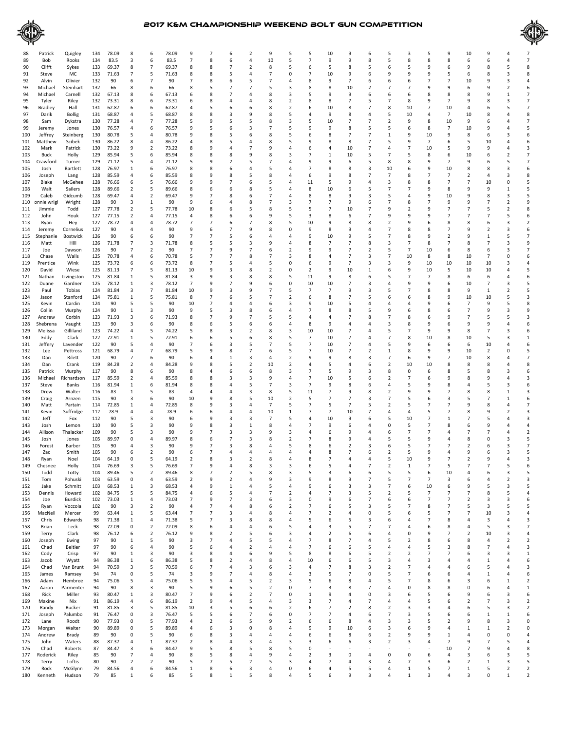# 2017 K&M Championship Weekend Bolt Gun Competition

| | | | | | | | | | | | | | | | | | | | | | | | | | |
|---|---|---|---|---|---|---|---|---|---|---|---|---|---|---|---|---|---|---|---|---|---|---|---|---|---|
| 88 | Patrick | Quigley | 134 | 78.09 | 8 | 6 | 78.09 | 9 | 7 | 6 | 2 | 9 | 5 | 5 | 10 | 9 | 6 | 5 | 3 | 5 | 9 | 10 | 9 | 4 | 7 |
| 89 | Bob | Rooks | 134 | 83.5 | 3 | 6 | 83.5 | 7 | 8 | 6 | 4 | 10 | 5 | 7 | 9 | 9 | 8 | 5 | 8 | 8 | 8 | 6 | 6 | 4 | 7 |
| 90 | Clifft | Sykes | 133 | 69.37 | 8 | 7 | 69.37 | 8 | 8 | 7 | 2 | 8 | 5 | 6 | 5 | 8 | 5 | 6 | 5 | 9 | 6 | 9 | 8 | 5 | 8 |
| 91 | Steve | MC | 133 | 71.63 | 7 | 5 | 71.63 | 8 | 8 | 5 | 4 | 7 | 0 | 7 | 10 | 9 | 6 | 9 | 9 | 9 | 5 | 6 | 8 | 3 | 8 |
| 92 | Alvin | Olivier | 132 | 90 | 6 | 7 | 90 | 7 | 8 | 6 | 5 | 7 | 4 | 8 | 9 | 7 | 6 | 6 | 6 | 7 | 7 | 10 | 9 | 3 | 4 |
| 93 | Michael | Steinhart | 132 | 66 | 8 | 6 | 66 | 8 | 5 | 7 | 7 | 5 | 3 | 8 | 8 | 10 | 2 | 7 | 7 | 9 | 9 | 6 | 9 | 2 | 6 |
| 94 | Michael | Carnell | 132 | 67.13 | 8 | 6 | 67.13 | 6 | 8 | 7 | 4 | 8 | 3 | 5 | 9 | 9 | 6 | 6 | 6 | 8 | 8 | 8 | 9 | 1 | 7 |
| 95 | Tyler | Riley | 132 | 73.31 | 8 | 6 | 73.31 | 6 | 8 | 4 | 4 | 8 | 2 | 8 | 8 | 7 | 5 | 7 | 8 | 9 | 7 | 9 | 8 | 3 | 7 |
| 96 | Bradley | Hall | 131 | 62.87 | 6 | 6 | 62.87 | 4 | 5 | 6 | 6 | 8 | 2 | 6 | 10 | 8 | 7 | 8 | 10 | 7 | 10 | 4 | 6 | 5 | 7 |
| 97 | Darik | Bollig | 131 | 68.87 | 4 | 5 | 68.87 | 8 | 8 | 3 | 9 | 8 | 5 | 4 | 9 | 8 | 4 | 5 | 10 | 4 | 7 | 10 | 8 | 4 | 8 |
| 98 | Sam | Dykstra | 130 | 77.28 | 4 | 7 | 77.28 | 5 | 9 | 5 | 5 | 8 | 3 | 5 | 10 | 7 | 7 | 2 | 9 | 8 | 10 | 9 | 6 | 4 | 7 |
| 99 | Jeremy | Jones | 130 | 76.57 | 4 | 6 | 76.57 | 9 | 5 | 6 | 3 | 7 | 5 | 9 | 9 | 8 | 5 | 5 | 6 | 8 | 7 | 10 | 9 | 4 | 5 |
| 100 | Jeffrey | Steinberg | 130 | 80.78 | 5 | 4 | 80.78 | 9 | 8 | 5 | 6 | 8 | 5 | 6 | 8 | 7 | 7 | 1 | 9 | 10 | 9 | 8 | 6 | 3 | 6 |
| 101 | Matthew | Scibek | 130 | 86.22 | 8 | 4 | 86.22 | 4 | 8 | 5 | 4 | 8 | 5 | 9 | 8 | 8 | 7 | 5 | 9 | 7 | 6 | 5 | 10 | 4 | 6 |
| 102 | Mark | Patrick | 130 | 73.22 | 9 | 2 | 73.22 | 8 | 9 | 4 | 7 | 9 | 4 | 6 | 4 | 10 | 7 | 4 | 7 | 10 | 5 | 9 | 9 | 4 | 3 |
| 103 | Buck | Holly | 129 | 85.94 | 5 | 6 | 85.94 | 8 | 8 | 8 | 9 | 8 | 3 | 7 | 1 | 10 | 5 | 7 | 5 | 8 | 6 | 10 | 6 | 2 | 7 |
| 104 | Crawford | Turner | 129 | 71.12 | 5 | 4 | 71.12 | 5 | 9 | 2 | 5 | 7 | 4 | 9 | 9 | 6 | 5 | 8 | 8 | 9 | 7 | 9 | 6 | 5 | 7 |
| 105 | Josh | Bartlett | 128 | 76.97 | 1 | 6 | 76.97 | 8 | 8 | 6 | 4 | 5 | 4 | 7 | 8 | 8 | 3 | 10 | 6 | 9 | 10 | 8 | 8 | 3 | 6 |
| 106 | Joseph | Lang | 128 | 85.59 | 4 | 6 | 85.59 | 8 | 9 | 8 | 5 | 8 | 4 | 6 | 9 | 8 | 7 | 7 | 8 | 7 | 7 | 2 | 4 | 3 | 8 |
| 107 | Blake | McGehee | 128 | 76.66 | 6 | 5 | 76.66 | 9 | 9 | 7 | 6 | 5 | 4 | 11 | 5 | 9 | 4 | 3 | 8 | 8 | 7 | 7 | 10 | 0 | 5 |
| 108 | Walt | Sailers | 128 | 89.66 | 2 | 5 | 89.66 | 8 | 6 | 6 | 8 | 5 | 4 | 8 | 10 | 6 | 5 | 7 | 7 | 9 | 8 | 9 | 9 | 1 | 5 |
| 109 | Caleb | Gidcumb | 128 | 69.47 | 4 | 2 | 69.47 | 9 | 7 | 8 | 6 | 7 | 4 | 8 | 8 | 9 | 3 | 5 | 4 | 9 | 10 | 9 | 8 | 3 | 5 |
| 110 | onnie wrigl | Wright | 128 | 90 | 3 | 1 | 90 | 9 | 6 | 4 | 8 | 7 | 3 | 7 | 7 | 9 | 6 | 7 | 8 | 7 | 9 | 9 | 7 | 2 | 9 |
| 111 | Jimmie | Todd | 127 | 77.78 | 2 | 5 | 77.78 | 10 | 8 | 6 | 5 | 8 | 5 | 5 | 7 | 10 | 7 | 9 | 2 | 9 | 7 | 7 | 5 | 2 | 8 |
| 112 | John | Houk | 127 | 77.15 | 2 | 4 | 77.15 | 4 | 8 | 6 | 6 | 9 | 5 | 3 | 8 | 6 | 7 | 9 | 9 | 9 | 7 | 7 | 7 | 5 | 6 |
| 113 | Ryan | Hey | 127 | 78.72 | 4 | 4 | 78.72 | 7 | 7 | 6 | 7 | 8 | 5 | 10 | 9 | 8 | 8 | 2 | 9 | 6 | 8 | 8 | 6 | 3 | 2 |
| 114 | Jeremy | Cornelius | 127 | 90 | 4 | 4 | 90 | 9 | 6 | 7 | 9 | 8 | 0 | 9 | 8 | 9 | 4 | 7 | 8 | 8 | 7 | 9 | 2 | 3 | 6 |
| 115 | Stephanie | Bostwick | 126 | 90 | 6 | 6 | 90 | 7 | 7 | 5 | 6 | 4 | 4 | 9 | 10 | 9 | 5 | 7 | 8 | 9 | 2 | 9 | 1 | 5 | 7 |
| 116 | Matt | Hill | 126 | 71.78 | 7 | 3 | 71.78 | 8 | 5 | 5 | 3 | 9 | 4 | 8 | 7 | 7 | 8 | 3 | 7 | 8 | 7 | 8 | 7 | 3 | 9 |
| 117 | Joe | Dawson | 126 | 90 | 7 | 2 | 90 | 7 | 7 | 9 | 7 | 6 | 2 | 9 | 9 | 7 | 2 | 5 | 7 | 10 | 6 | 8 | 6 | 3 | 7 |
| 118 | Chase | Walls | 125 | 70.78 | 4 | 6 | 70.78 | 5 | 7 | 7 | 8 | 7 | 3 | 8 | 4 | 7 | 3 | 7 | 10 | 8 | 8 | 10 | 7 | 0 | 6 |
| 119 | Prentice | Wink | 125 | 73.72 | 6 | 6 | 73.72 | 8 | 7 | 5 | 4 | 5 | 0 | 6 | 9 | 7 | 3 | 3 | 9 | 10 | 10 | 10 | 10 | 3 | 4 |
| 120 | David | Wiese | 125 | 81.13 | 7 | 5 | 81.13 | 10 | 9 | 3 | 8 | 2 | 0 | 2 | 9 | 10 | 1 | 6 | 9 | 10 | 5 | 10 | 10 | 4 | 5 |
| 121 | Nathan | Livingston | 125 | 81.84 | 1 | 5 | 81.84 | 3 | 9 | 3 | 8 | 8 | 5 | 11 | 9 | 8 | 6 | 5 | 7 | 7 | 8 | 6 | 6 | 4 | 6 |
| 122 | Duane | Gardner | 125 | 78.12 | 1 | 3 | 78.12 | 7 | 9 | 7 | 9 | 6 | 0 | 10 | 10 | 7 | 3 | 4 | 9 | 9 | 6 | 10 | 7 | 3 | 5 |
| 123 | Paul | Tobias | 124 | 81.84 | 3 | 7 | 81.84 | 10 | 9 | 3 | 9 | 7 | 5 | 7 | 7 | 9 | 3 | 5 | 7 | 8 | 8 | 9 | 1 | 2 | 5 |
| 124 | Jason | Stanford | 124 | 75.81 | 1 | 5 | 75.81 | 8 | 7 | 6 | 5 | 7 | 2 | 6 | 8 | 7 | 5 | 6 | 6 | 8 | 9 | 10 | 10 | 5 | 3 |
| 125 | Kevin | Cardin | 124 | 90 | 5 | 5 | 90 | 10 | 7 | 4 | 4 | 6 | 3 | 9 | 10 | 5 | 4 | 4 | 4 | 9 | 6 | 7 | 9 | 5 | 8 |
| 126 | Collin | Murphy | 124 | 90 | 1 | 3 | 90 | 9 | 5 | 3 | 8 | 6 | 4 | 7 | 8 | 8 | 5 | 9 | 6 | 8 | 6 | 7 | 9 | 3 | 9 |
| 127 | Andrew | Corbin | 123 | 71.93 | 3 | 6 | 71.93 | 8 | 7 | 9 | 7 | 5 | 5 | 4 | 4 | 7 | 8 | 7 | 8 | 6 | 9 | 7 | 5 | 5 | 3 |
| 128 | Shebrena | Vaught | 123 | 90 | 3 | 6 | 90 | 8 | 6 | 5 | 6 | 6 | 4 | 8 | 9 | 4 | 4 | 3 | 8 | 9 | 6 | 9 | 9 | 4 | 6 |
| 129 | Melissa | Gilliland | 123 | 74.22 | 4 | 5 | 74.22 | 5 | 8 | 3 | 2 | 8 | 3 | 10 | 10 | 7 | 4 | 5 | 7 | 9 | 9 | 8 | 7 | 3 | 6 |
| 130 | Eddy | Clark | 122 | 72.91 | 1 | 5 | 72.91 | 6 | 6 | 5 | 6 | 8 | 5 | 7 | 10 | 7 | 4 | 7 | 8 | 10 | 8 | 10 | 5 | 3 | 1 |
| 131 | Jeffery | Lavender | 122 | 90 | 5 | 4 | 90 | 7 | 6 | 3 | 5 | 7 | 5 | 7 | 10 | 7 | 4 | 5 | 9 | 6 | 6 | 6 | 10 | 4 | 6 |
| 132 | Lee | Pettross | 121 | 68.79 | 4 | 7 | 68.79 | 5 | 9 | 8 | 7 | 6 | 5 | 7 | 10 | 7 | 2 | 1 | 8 | 9 | 9 | 10 | 2 | 0 | 5 |
| 133 | Dan | Rilett | 120 | 90 | 7 | 6 | 90 | 6 | 4 | 1 | 3 | 4 | 2 | 9 | 9 | 8 | 3 | 7 | 6 | 9 | 7 | 10 | 8 | 4 | 7 |
| 134 | Dan | Crank | 119 | 84.28 | 2 | 4 | 84.28 | 9 | 8 | 5 | 2 | 10 | 2 | 4 | 5 | 4 | 6 | 2 | 10 | 10 | 8 | 8 | 8 | 4 | 8 |
| 135 | Patrick | Murphy | 117 | 90 | 8 | 6 | 90 | 8 | 4 | 6 | 6 | 8 | 3 | 7 | 5 | 9 | 3 | 8 | 0 | 6 | 8 | 5 | 8 | 3 | 6 |
| 136 | Michael | Richardson | 117 | 85.59 | 2 | 4 | 85.59 | 8 | 8 | 3 | 3 | 9 | 4 | 7 | 10 | 5 | 6 | 2 | 7 | 6 | 9 | 8 | 9 | 4 | 3 |
| 137 | Steve | Banks | 116 | 81.94 | 1 | 6 | 81.94 | 8 | 8 | 4 | 5 | 7 | 3 | 7 | 9 | 8 | 6 | 4 | 5 | 9 | 8 | 4 | 5 | 3 | 6 |
| 138 | Drew | Walter | 116 | 83 | 1 | 5 | 83 | 4 | 4 | 4 | 3 | 8 | 5 | 11 | 7 | 9 | 8 | 2 | 9 | 9 | 7 | 8 | 8 | 1 | 3 |
| 139 | Craig | Arnzen | 115 | 90 | 3 | 6 | 90 | 10 | 9 | 8 | 5 | 10 | 2 | 5 | 7 | 7 | 3 | 7 | 5 | 6 | 3 | 5 | 7 | 1 | 6 |
| 140 | Matt | Partain | 114 | 72.85 | 1 | 4 | 72.85 | 8 | 9 | 3 | 4 | 7 | 5 | 7 | 5 | 7 | 5 | 2 | 5 | 7 | 7 | 9 | 8 | 4 | 7 |
| 141 | Kevin | Suffridge | 112 | 78.9 | 4 | 4 | 78.9 | 6 | 6 | 4 | 4 | 10 | 1 | 7 | 7 | 10 | 7 | 4 | 4 | 5 | 7 | 8 | 9 | 2 | 3 |
| 142 | Jeff | Fox | 112 | 90 | 5 | 3 | 90 | 6 | 9 | 3 | 3 | 7 | 5 | 4 | 10 | 9 | 6 | 5 | 10 | 7 | 1 | 7 | 5 | 4 | 3 |
| 143 | Josh | Lemon | 110 | 90 | 5 | 3 | 90 | 9 | 8 | 3 | 1 | 8 | 4 | 7 | 9 | 6 | 4 | 0 | 5 | 7 | 8 | 6 | 9 | 4 | 4 |
| 144 | Allison | Thalacker | 109 | 90 | 5 | 3 | 90 | 9 | 7 | 3 | 3 | 9 | 3 | 4 | 6 | 9 | 4 | 6 | 7 | 7 | 4 | 7 | 7 | 4 | 2 |
| 145 | Josh | Jones | 105 | 89.97 | 0 | 4 | 89.97 | 8 | 6 | 7 | 3 | 8 | 2 | 7 | 8 | 9 | 4 | 5 | 5 | 9 | 4 | 8 | 0 | 3 | 5 |
| 146 | Forest | Barber | 105 | 90 | 4 | 3 | 90 | 9 | 7 | 3 | 8 | 4 | 5 | 8 | 6 | 2 | 3 | 6 | 5 | 7 | 7 | 2 | 6 | 3 | 7 |
| 147 | Zac | Smith | 105 | 90 | 6 | 2 | 90 | 6 | 7 | 4 | 4 | 4 | 4 | 4 | 8 | 7 | 6 | 2 | 5 | 9 | 4 | 9 | 6 | 3 | 5 |
| 148 | Ryan | Noel | 104 | 64.19 | 0 | 5 | 64.19 | 2 | 8 | 3 | 2 | 8 | 4 | 8 | 7 | 4 | 4 | 5 | 10 | 9 | 7 | 2 | 9 | 4 | 3 |
| 149 | Chesnee | Holly | 104 | 76.69 | 3 | 5 | 76.69 | 7 | 9 | 4 | 8 | 3 | 3 | 6 | 5 | 4 | 7 | 2 | 1 | 7 | 5 | 7 | 7 | 5 | 6 |
| 150 | Todd | Totty | 104 | 89.46 | 5 | 2 | 89.46 | 8 | 7 | 2 | 5 | 8 | 3 | 5 | 3 | 6 | 6 | 5 | 5 | 6 | 10 | 4 | 6 | 3 | 5 |
| 151 | Tom | Pohuski | 103 | 63.59 | 0 | 4 | 63.59 | 2 | 9 | 2 | 4 | 9 | 3 | 9 | 8 | 9 | 7 | 5 | 7 | 7 | 3 | 6 | 4 | 2 | 3 |
| 152 | Jake | Schmitt | 103 | 68.53 | 1 | 3 | 68.53 | 4 | 9 | 1 | 4 | 5 | 4 | 9 | 6 | 3 | 3 | 7 | 6 | 10 | 6 | 9 | 5 | 3 | 5 |
| 153 | Dennis | Howard | 102 | 84.75 | 5 | 5 | 84.75 | 4 | 6 | 5 | 4 | 7 | 2 | 4 | 7 | 3 | 5 | 2 | 5 | 7 | 7 | 7 | 8 | 5 | 4 |
| 154 | Joe | Burdick | 102 | 73.03 | 1 | 4 | 73.03 | 7 | 9 | 7 | 3 | 6 | 3 | 0 | 9 | 6 | 7 | 6 | 6 | 7 | 7 | 2 | 3 | 3 | 6 |
| 155 | Ryan | Voccola | 102 | 90 | 3 | 2 | 90 | 4 | 7 | 4 | 8 | 6 | 2 | 7 | 6 | 5 | 3 | 5 | 7 | 8 | 7 | 5 | 3 | 5 | 5 |
| 156 | MacNeil | Mercer | 99 | 63.44 | 1 | 5 | 63.44 | 7 | 7 | 3 | 4 | 8 | 4 | 7 | 2 | 4 | 0 | 5 | 6 | 5 | 7 | 7 | 10 | 3 | 4 |
| 157 | Chris | Edwards | 98 | 71.38 | 1 | 4 | 71.38 | 5 | 7 | 3 | 8 | 8 | 4 | 5 | 6 | 5 | 3 | 6 | 4 | 7 | 8 | 4 | 3 | 4 | 3 |
| 158 | Brian | Leck | 98 | 72.09 | 0 | 2 | 72.09 | 8 | 6 | 4 | 4 | 6 | 5 | 4 | 3 | 5 | 7 | 7 | 4 | 6 | 8 | 4 | 5 | 3 | 7 |
| 159 | Terry | Clark | 98 | 76.12 | 6 | 2 | 76.12 | 9 | 8 | 2 | 5 | 6 | 3 | 4 | 2 | 6 | 6 | 4 | 0 | 9 | 7 | 2 | 10 | 3 | 4 |
| 160 | Joseph | Ewing | 97 | 90 | 1 | 5 | 90 | 3 | 7 | 4 | 5 | 5 | 4 | 7 | 8 | 7 | 4 | 5 | 2 | 8 | 6 | 8 | 4 | 2 | 2 |
| 161 | Chad | Beitler | 97 | 90 | 6 | 4 | 90 | 5 | 6 | 4 | 2 | 4 | 4 | 7 | 6 | 6 | 5 | 4 | 4 | 5 | 3 | 8 | 7 | 4 | 3 |
| 162 | Cody | Crisp | 97 | 90 | 1 | 3 | 90 | 3 | 8 | 4 | 6 | 9 | 5 | 8 | 8 | 6 | 5 | 2 | 2 | 7 | 7 | 6 | 3 | 3 | 1 |
| 163 | Jacob | Wyatt | 94 | 86.38 | 1 | 6 | 86.38 | 5 | 8 | 2 | 4 | 8 | 4 | 10 | 6 | 6 | 5 | 3 | 4 | 3 | 4 | 4 | 1 | 4 | 6 |
| 164 | Chad | Van Brunt | 94 | 70.59 | 3 | 5 | 70.59 | 6 | 7 | 4 | 3 | 6 | 3 | 4 | 7 | 8 | 3 | 2 | 7 | 4 | 4 | 6 | 5 | 4 | 3 |
| 165 | James | Ramsey | 94 | 74 | 0 | 5 | 74 | 3 | 9 | 7 | 4 | 8 | 4 | 3 | 5 | 7 | 0 | 5 | 7 | 6 | 6 | 4 | 1 | 4 | 6 |
| 166 | Adam | Hembree | 94 | 75.06 | 5 | 4 | 75.06 | 5 | 5 | 4 | 5 | 2 | 3 | 5 | 6 | 8 | 4 | 5 | 7 | 8 | 6 | 3 | 6 | 1 | 2 |
| 167 | Aaron | Parmenter | 94 | 90 | 8 | 3 | 90 | 5 | 9 | 6 | 5 | 2 | 0 | 7 | 3 | 8 | 7 | 4 | 0 | 8 | 8 | 0 | 6 | 4 | 1 |
| 168 | Rick | Miller | 93 | 80.47 | 1 | 3 | 80.47 | 7 | 9 | 6 | 2 | 7 | 0 | 1 | 9 | 4 | 0 | 3 | 6 | 5 | 6 | 9 | 6 | 3 | 6 |
| 169 | Maxine | Nix | 91 | 86.19 | 4 | 6 | 86.19 | 2 | 9 | 4 | 5 | 4 | 3 | 3 | 7 | 4 | 7 | 4 | 4 | 5 | 6 | 2 | 7 | 3 | 2 |
| 170 | Randy | Rucker | 91 | 81.85 | 3 | 5 | 81.85 | 10 | 3 | 5 | 6 | 6 | 2 | 6 | 7 | 2 | 8 | 2 | 3 | 3 | 4 | 6 | 5 | 3 | 2 |
| 171 | Joseph | Palumbo | 91 | 76.47 | 0 | 3 | 76.47 | 5 | 5 | 6 | 7 | 6 | 0 | 7 | 7 | 4 | 6 | 7 | 3 | 5 | 6 | 6 | 1 | 1 | 6 |
| 172 | Lane | Roodt | 90 | 77.93 | 0 | 5 | 77.93 | 4 | 2 | 6 | 5 | 9 | 2 | 6 | 6 | 8 | 4 | 3 | 3 | 5 | 2 | 9 | 8 | 3 | 0 |
| 173 | Morgan | Walter | 90 | 89.89 | 0 | 5 | 89.89 | 4 | 6 | 3 | 0 | 8 | 4 | 9 | 9 | 10 | 6 | 3 | 6 | 9 | 4 | 1 | 1 | 2 | 0 |
| 174 | Andrew | Brady | 89 | 90 | 0 | 5 | 90 | 6 | 8 | 3 | 4 | 4 | 4 | 6 | 6 | 8 | 6 | 2 | 9 | 9 | 1 | 4 | 0 | 0 | 4 |
| 175 | John | Waters | 88 | 87.37 | 4 | 1 | 87.37 | 2 | 8 | 4 | 3 | 4 | 3 | 3 | 6 | 6 | 3 | 2 | 3 | 4 | 7 | 9 | 7 | 5 | 4 |
| 176 | Chad | Roberts | 87 | 84.47 | 3 | 6 | 84.47 | 9 | 5 | 8 | 5 | 8 | 5 | 0 | - | - | - | - | - | - | 10 | 7 | 9 | 4 | 8 |
| 177 | Roderick | Riley | 85 | 90 | 7 | 4 | 90 | 8 | 5 | 8 | 4 | 9 | 4 | 2 | 3 | 0 | 4 | 0 | 0 | 6 | 4 | 3 | 6 | 3 | 5 |
| 178 | Terry | Loftis | 80 | 90 | 2 | 2 | 90 | 5 | 7 | 5 | 2 | 5 | 3 | 4 | 7 | 4 | 3 | 4 | 7 | 3 | 6 | 2 | 1 | 3 | 5 |
| 179 | Rock | McGlynn | 79 | 84.56 | 4 | 6 | 84.56 | 1 | 8 | 6 | 3 | 4 | 0 | 6 | 4 | 5 | 5 | 4 | 1 | 5 | 7 | 1 | 5 | 2 | 2 |
| 180 | Kenneth | Hudson | 79 | 85 | 1 | 6 | 85 | 5 | 8 | 1 | 5 | 8 | 4 | 5 | 6 | 9 | 3 | 4 | 1 | 3 | 4 | 3 | 0 | 1 | 2 |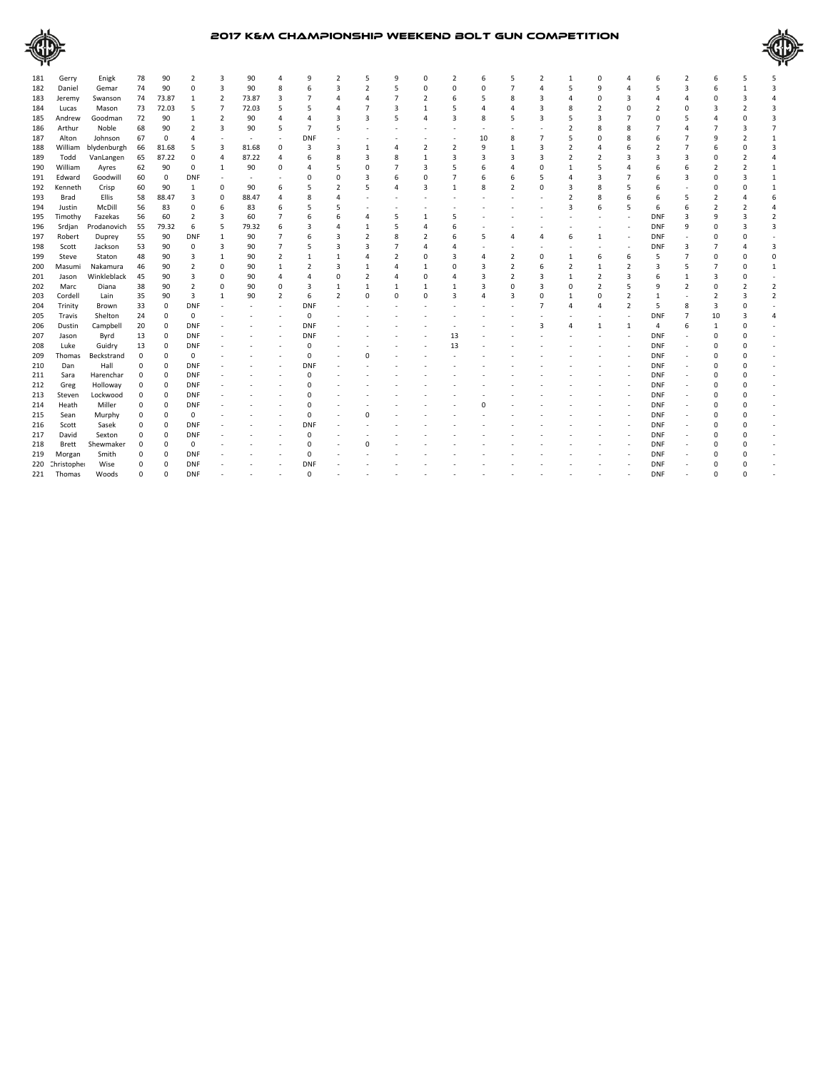# 2017 K&M CHAMPIONSHIP WEEKEND BOLT GUN COMPETITION

| | | | | | | | | | | | | | | | | | | | | | | | | | |
|---|---|---|---|---|---|---|---|---|---|---|---|---|---|---|---|---|---|---|---|---|---|---|---|---|---|
| 181 | Gerry | Enigk | 78 | 90 | 2 | 3 | 90 | 4 | 9 | 2 | 5 | 9 | 0 | 2 | 6 | 5 | 2 | 1 | 0 | 4 | 6 | 2 | 6 | 5 | 5 |
| 182 | Daniel | Gemar | 74 | 90 | 0 | 3 | 90 | 8 | 6 | 3 | 2 | 5 | 0 | 0 | 0 | 7 | 4 | 5 | 9 | 4 | 5 | 3 | 6 | 1 | 3 |
| 183 | Jeremy | Swanson | 74 | 73.87 | 1 | 2 | 73.87 | 3 | 7 | 4 | 4 | 7 | 2 | 6 | 5 | 8 | 3 | 4 | 0 | 3 | 4 | 4 | 0 | 3 | 4 |
| 184 | Lucas | Mason | 73 | 72.03 | 5 | 7 | 72.03 | 5 | 5 | 4 | 7 | 3 | 1 | 5 | 4 | 4 | 3 | 8 | 2 | 0 | 2 | 0 | 3 | 2 | 3 |
| 185 | Andrew | Goodman | 72 | 90 | 1 | 2 | 90 | 4 | 4 | 3 | 3 | 5 | 4 | 3 | 8 | 5 | 3 | 5 | 3 | 7 | 0 | 5 | 4 | 0 | 3 |
| 186 | Arthur | Noble | 68 | 90 | 2 | 3 | 90 | 5 | 7 | 5 | - | - | - | - | - | - | - | 2 | 8 | 8 | 7 | 4 | 7 | 3 | 7 |
| 187 | Alton | Johnson | 67 | 0 | 4 | - | - | - | DNF | - | - | - | - | - | 10 | 8 | 7 | 5 | 0 | 8 | 6 | 7 | 9 | 2 | 1 |
| 188 | William | blydenburgh | 66 | 81.68 | 5 | 3 | 81.68 | 0 | 3 | 3 | 1 | 4 | 2 | 2 | 9 | 1 | 3 | 2 | 4 | 6 | 2 | 7 | 6 | 0 | 3 |
| 189 | Todd | VanLangen | 65 | 87.22 | 0 | 4 | 87.22 | 4 | 6 | 8 | 3 | 8 | 1 | 3 | 3 | 3 | 3 | 2 | 2 | 3 | 3 | 3 | 0 | 2 | 4 |
| 190 | William | Ayres | 62 | 90 | 0 | 1 | 90 | 0 | 4 | 5 | 0 | 7 | 3 | 5 | 6 | 4 | 0 | 1 | 5 | 4 | 6 | 6 | 2 | 2 | 1 |
| 191 | Edward | Goodwill | 60 | 0 | DNF | - | - | - | 0 | 0 | 3 | 6 | 0 | 7 | 6 | 6 | 5 | 4 | 3 | 7 | 6 | 3 | 0 | 3 | 1 |
| 192 | Kenneth | Crisp | 60 | 90 | 1 | 0 | 90 | 6 | 5 | 2 | 5 | 4 | 3 | 1 | 8 | 2 | 0 | 3 | 8 | 5 | 6 | - | 0 | 0 | 1 |
| 193 | Brad | Ellis | 58 | 88.47 | 3 | 0 | 88.47 | 4 | 8 | 4 | - | - | - | - | - | - | - | 2 | 8 | 6 | 6 | 5 | 2 | 4 | 6 |
| 194 | Justin | McDill | 56 | 83 | 0 | 6 | 83 | 6 | 5 | 5 | - | - | - | - | - | - | - | 3 | 6 | 5 | 6 | 6 | 2 | 2 | 4 |
| 195 | Timothy | Fazekas | 56 | 60 | 2 | 3 | 60 | 7 | 6 | 6 | 4 | 5 | 1 | 5 | - | - | - | - | - | - | DNF | 3 | 9 | 3 | 2 |
| 196 | Srdjan | Prodanovich | 55 | 79.32 | 6 | 5 | 79.32 | 6 | 3 | 4 | 1 | 5 | 4 | 6 | - | - | - | - | - | - | DNF | 9 | 0 | 3 | 3 |
| 197 | Robert | Duprey | 55 | 90 | DNF | 1 | 90 | 7 | 6 | 3 | 2 | 8 | 2 | 6 | 5 | 4 | 4 | 6 | 1 | - | DNF | - | 0 | 0 | - |
| 198 | Scott | Jackson | 53 | 90 | 0 | 3 | 90 | 7 | 5 | 3 | 3 | 7 | 4 | 4 | - | - | - | - | - | - | DNF | 3 | 7 | 4 | 3 |
| 199 | Steve | Staton | 48 | 90 | 3 | 1 | 90 | 2 | 1 | 1 | 4 | 2 | 0 | 3 | 4 | 2 | 0 | 1 | 6 | 6 | 5 | 7 | 0 | 0 | 0 |
| 200 | Masumi | Nakamura | 46 | 90 | 2 | 0 | 90 | 1 | 2 | 3 | 1 | 4 | 1 | 0 | 3 | 2 | 6 | 2 | 1 | 2 | 3 | 5 | 7 | 0 | 1 |
| 201 | Jason | Winkleblack | 45 | 90 | 3 | 0 | 90 | 4 | 4 | 0 | 2 | 4 | 0 | 4 | 3 | 2 | 3 | 1 | 2 | 3 | 6 | 1 | 3 | 0 | - |
| 202 | Marc | Diana | 38 | 90 | 2 | 0 | 90 | 0 | 3 | 1 | 1 | 1 | 1 | 1 | 3 | 0 | 3 | 0 | 2 | 5 | 9 | 2 | 0 | 2 | 2 |
| 203 | Cordell | Lain | 35 | 90 | 3 | 1 | 90 | 2 | 6 | 2 | 0 | 0 | 0 | 3 | 4 | 3 | 0 | 1 | 0 | 2 | 1 | - | 2 | 3 | 2 |
| 204 | Trinity | Brown | 33 | 0 | DNF | - | - | - | DNF | - | - | - | - | - | - | - | 7 | 4 | 4 | 2 | 5 | 8 | 3 | 0 | - |
| 205 | Travis | Shelton | 24 | 0 | 0 | - | - | - | 0 | - | - | - | - | - | - | - | - | - | - | - | DNF | 7 | 10 | 3 | 4 |
| 206 | Dustin | Campbell | 20 | 0 | DNF | - | - | - | DNF | - | - | - | - | - | - | - | 3 | 4 | 1 | 1 | 4 | 6 | 1 | 0 | - |
| 207 | Jason | Byrd | 13 | 0 | DNF | - | - | - | DNF | - | - | - | - | 13 | - | - | - | - | - | - | DNF | - | 0 | 0 | - |
| 208 | Luke | Guidry | 13 | 0 | DNF | - | - | - | 0 | - | - | - | - | 13 | - | - | - | - | - | - | DNF | - | 0 | 0 | - |
| 209 | Thomas | Beckstrand | 0 | 0 | 0 | - | - | - | 0 | - | 0 | - | - | - | - | - | - | - | - | - | DNF | - | 0 | 0 | - |
| 210 | Dan | Hall | 0 | 0 | DNF | - | - | - | DNF | - | - | - | - | - | - | - | - | - | - | - | DNF | - | 0 | 0 | - |
| 211 | Sara | Harenchar | 0 | 0 | DNF | - | - | - | 0 | - | - | - | - | - | - | - | - | - | - | - | DNF | - | 0 | 0 | - |
| 212 | Greg | Holloway | 0 | 0 | DNF | - | - | - | 0 | - | - | - | - | - | - | - | - | - | - | - | DNF | - | 0 | 0 | - |
| 213 | Steven | Lockwood | 0 | 0 | DNF | - | - | - | 0 | - | - | - | - | - | - | - | - | - | - | - | DNF | - | 0 | 0 | - |
| 214 | Heath | Miller | 0 | 0 | DNF | - | - | - | 0 | - | - | - | - | - | 0 | - | - | - | - | - | DNF | - | 0 | 0 | - |
| 215 | Sean | Murphy | 0 | 0 | 0 | - | - | - | 0 | - | 0 | - | - | - | - | - | - | - | - | - | DNF | - | 0 | 0 | - |
| 216 | Scott | Sasek | 0 | 0 | DNF | - | - | - | DNF | - | - | - | - | - | - | - | - | - | - | - | DNF | - | 0 | 0 | - |
| 217 | David | Sexton | 0 | 0 | DNF | - | - | - | 0 | - | - | - | - | - | - | - | - | - | - | - | DNF | - | 0 | 0 | - |
| 218 | Brett | Shewmaker | 0 | 0 | 0 | - | - | - | 0 | - | 0 | - | - | - | - | - | - | - | - | - | DNF | - | 0 | 0 | - |
| 219 | Morgan | Smith | 0 | 0 | DNF | - | - | - | 0 | - | - | - | - | - | - | - | - | - | - | - | DNF | - | 0 | 0 | - |
| 220 | Christopher | Wise | 0 | 0 | DNF | - | - | - | DNF | - | - | - | - | - | - | - | - | - | - | - | DNF | - | 0 | 0 | - |
| 221 | Thomas | Woods | 0 | 0 | DNF | - | - | - | 0 | - | - | - | - | - | - | - | - | - | - | - | DNF | - | 0 | 0 | - |